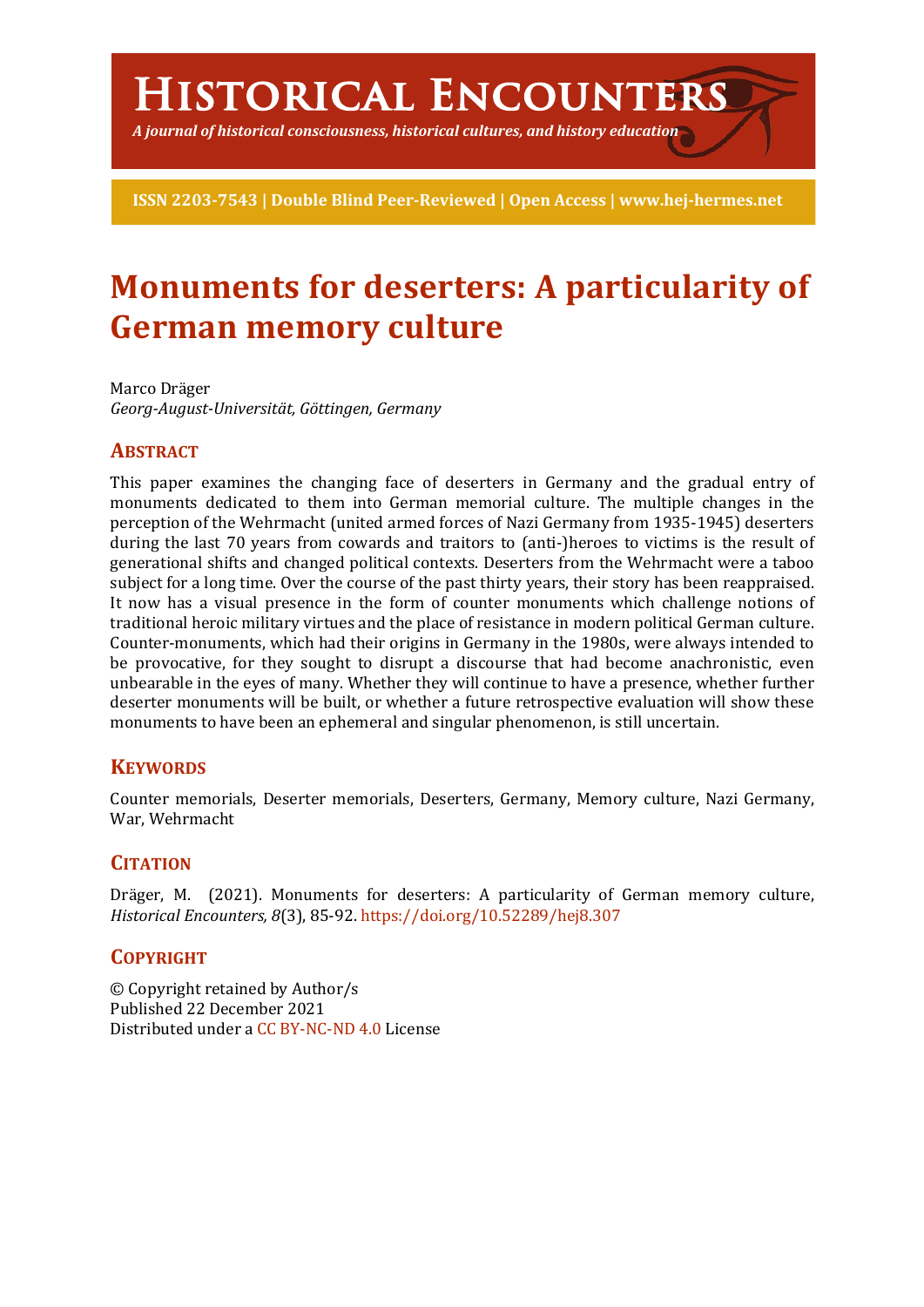# Historical Encounters

*A journal of historical consciousness, historical cultures, and history education*

**ISSN 2203-7543 | Double Blind Peer-Reviewed | Open Access | www.hej-hermes.net**

# Monuments for deserters: A particularity of German memory culture

Marco Dräger
*Georg-August-Universität, Göttingen, Germany*

## Abstract

This paper examines the changing face of deserters in Germany and the gradual entry of monuments dedicated to them into German memorial culture. The multiple changes in the perception of the Wehrmacht (united armed forces of Nazi Germany from 1935-1945) deserters during the last 70 years from cowards and traitors to (anti-)heroes to victims is the result of generational shifts and changed political contexts. Deserters from the Wehrmacht were a taboo subject for a long time. Over the course of the past thirty years, their story has been reappraised. It now has a visual presence in the form of counter monuments which challenge notions of traditional heroic military virtues and the place of resistance in modern political German culture. Counter-monuments, which had their origins in Germany in the 1980s, were always intended to be provocative, for they sought to disrupt a discourse that had become anachronistic, even unbearable in the eyes of many. Whether they will continue to have a presence, whether further deserter monuments will be built, or whether a future retrospective evaluation will show these monuments to have been an ephemeral and singular phenomenon, is still uncertain.

## Keywords

Counter memorials, Deserter memorials, Deserters, Germany, Memory culture, Nazi Germany, War, Wehrmacht

## Citation

Dräger, M. (2021). Monuments for deserters: A particularity of German memory culture, *Historical Encounters, 8*(3), 85-92. https://doi.org/10.52289/hej8.307

## Copyright

© Copyright retained by Author/s
Published 22 December 2021
Distributed under a CC BY-NC-ND 4.0 License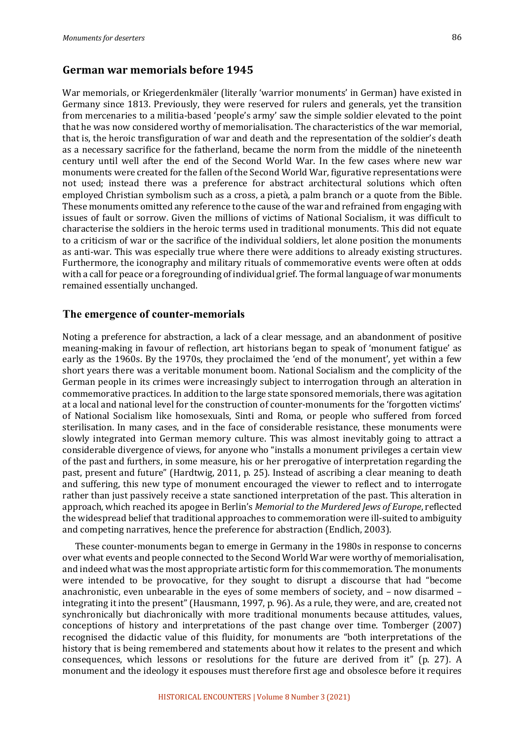## German war memorials before 1945

War memorials, or Kriegerdenkmäler (literally 'warrior monuments' in German) have existed in Germany since 1813. Previously, they were reserved for rulers and generals, yet the transition from mercenaries to a militia-based 'people's army' saw the simple soldier elevated to the point that he was now considered worthy of memorialisation. The characteristics of the war memorial, that is, the heroic transfiguration of war and death and the representation of the soldier's death as a necessary sacrifice for the fatherland, became the norm from the middle of the nineteenth century until well after the end of the Second World War. In the few cases where new war monuments were created for the fallen of the Second World War, figurative representations were not used; instead there was a preference for abstract architectural solutions which often employed Christian symbolism such as a cross, a pietà, a palm branch or a quote from the Bible. These monuments omitted any reference to the cause of the war and refrained from engaging with issues of fault or sorrow. Given the millions of victims of National Socialism, it was difficult to characterise the soldiers in the heroic terms used in traditional monuments. This did not equate to a criticism of war or the sacrifice of the individual soldiers, let alone position the monuments as anti-war. This was especially true where there were additions to already existing structures. Furthermore, the iconography and military rituals of commemorative events were often at odds with a call for peace or a foregrounding of individual grief. The formal language of war monuments remained essentially unchanged.

## The emergence of counter-memorials

Noting a preference for abstraction, a lack of a clear message, and an abandonment of positive meaning-making in favour of reflection, art historians began to speak of 'monument fatigue' as early as the 1960s. By the 1970s, they proclaimed the 'end of the monument', yet within a few short years there was a veritable monument boom. National Socialism and the complicity of the German people in its crimes were increasingly subject to interrogation through an alteration in commemorative practices. In addition to the large state sponsored memorials, there was agitation at a local and national level for the construction of counter-monuments for the 'forgotten victims' of National Socialism like homosexuals, Sinti and Roma, or people who suffered from forced sterilisation. In many cases, and in the face of considerable resistance, these monuments were slowly integrated into German memory culture. This was almost inevitably going to attract a considerable divergence of views, for anyone who "installs a monument privileges a certain view of the past and furthers, in some measure, his or her prerogative of interpretation regarding the past, present and future" (Hardtwig, 2011, p. 25). Instead of ascribing a clear meaning to death and suffering, this new type of monument encouraged the viewer to reflect and to interrogate rather than just passively receive a state sanctioned interpretation of the past. This alteration in approach, which reached its apogee in Berlin's *Memorial to the Murdered Jews of Europe*, reflected the widespread belief that traditional approaches to commemoration were ill-suited to ambiguity and competing narratives, hence the preference for abstraction (Endlich, 2003).

These counter-monuments began to emerge in Germany in the 1980s in response to concerns over what events and people connected to the Second World War were worthy of memorialisation, and indeed what was the most appropriate artistic form for this commemoration. The monuments were intended to be provocative, for they sought to disrupt a discourse that had "become anachronistic, even unbearable in the eyes of some members of society, and – now disarmed – integrating it into the present" (Hausmann, 1997, p. 96). As a rule, they were, and are, created not synchronically but diachronically with more traditional monuments because attitudes, values, conceptions of history and interpretations of the past change over time. Tomberger (2007) recognised the didactic value of this fluidity, for monuments are "both interpretations of the history that is being remembered and statements about how it relates to the present and which consequences, which lessons or resolutions for the future are derived from it" (p. 27). A monument and the ideology it espouses must therefore first age and obsolesce before it requires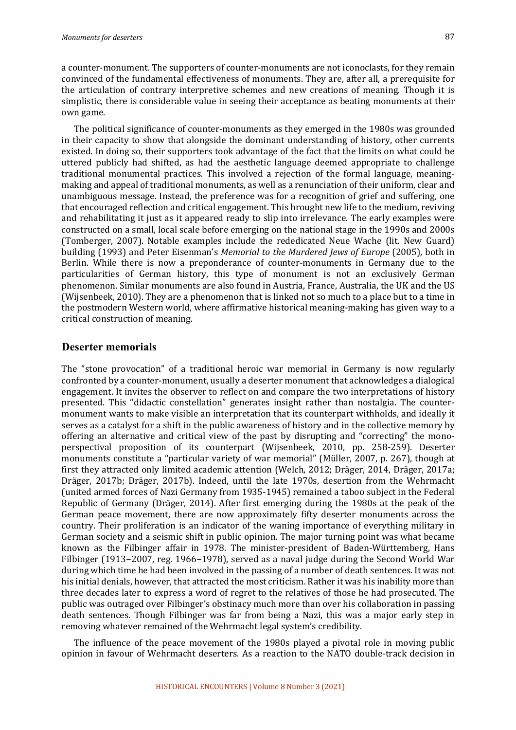a counter-monument. The supporters of counter-monuments are not iconoclasts, for they remain convinced of the fundamental effectiveness of monuments. They are, after all, a prerequisite for the articulation of contrary interpretive schemes and new creations of meaning. Though it is simplistic, there is considerable value in seeing their acceptance as beating monuments at their own game.

The political significance of counter-monuments as they emerged in the 1980s was grounded in their capacity to show that alongside the dominant understanding of history, other currents existed. In doing so, their supporters took advantage of the fact that the limits on what could be uttered publicly had shifted, as had the aesthetic language deemed appropriate to challenge traditional monumental practices. This involved a rejection of the formal language, meaning-making and appeal of traditional monuments, as well as a renunciation of their uniform, clear and unambiguous message. Instead, the preference was for a recognition of grief and suffering, one that encouraged reflection and critical engagement. This brought new life to the medium, reviving and rehabilitating it just as it appeared ready to slip into irrelevance. The early examples were constructed on a small, local scale before emerging on the national stage in the 1990s and 2000s (Tomberger, 2007). Notable examples include the rededicated Neue Wache (lit. New Guard) building (1993) and Peter Eisenman's *Memorial to the Murdered Jews of Europe* (2005), both in Berlin. While there is now a preponderance of counter-monuments in Germany due to the particularities of German history, this type of monument is not an exclusively German phenomenon. Similar monuments are also found in Austria, France, Australia, the UK and the US (Wijsenbeek, 2010). They are a phenomenon that is linked not so much to a place but to a time in the postmodern Western world, where affirmative historical meaning-making has given way to a critical construction of meaning.

## Deserter memorials

The "stone provocation" of a traditional heroic war memorial in Germany is now regularly confronted by a counter-monument, usually a deserter monument that acknowledges a dialogical engagement. It invites the observer to reflect on and compare the two interpretations of history presented. This "didactic constellation" generates insight rather than nostalgia. The counter-monument wants to make visible an interpretation that its counterpart withholds, and ideally it serves as a catalyst for a shift in the public awareness of history and in the collective memory by offering an alternative and critical view of the past by disrupting and "correcting" the mono-perspectival proposition of its counterpart (Wijsenbeek, 2010, pp. 258-259). Deserter monuments constitute a "particular variety of war memorial" (Müller, 2007, p. 267), though at first they attracted only limited academic attention (Welch, 2012; Dräger, 2014, Dräger, 2017a; Dräger, 2017b; Dräger, 2017b). Indeed, until the late 1970s, desertion from the Wehrmacht (united armed forces of Nazi Germany from 1935-1945) remained a taboo subject in the Federal Republic of Germany (Dräger, 2014). After first emerging during the 1980s at the peak of the German peace movement, there are now approximately fifty deserter monuments across the country. Their proliferation is an indicator of the waning importance of everything military in German society and a seismic shift in public opinion. The major turning point was what became known as the Filbinger affair in 1978. The minister-president of Baden-Württemberg, Hans Filbinger (1913−2007, reg. 1966−1978), served as a naval judge during the Second World War during which time he had been involved in the passing of a number of death sentences. It was not his initial denials, however, that attracted the most criticism. Rather it was his inability more than three decades later to express a word of regret to the relatives of those he had prosecuted. The public was outraged over Filbinger's obstinacy much more than over his collaboration in passing death sentences. Though Filbinger was far from being a Nazi, this was a major early step in removing whatever remained of the Wehrmacht legal system's credibility.

The influence of the peace movement of the 1980s played a pivotal role in moving public opinion in favour of Wehrmacht deserters. As a reaction to the NATO double-track decision in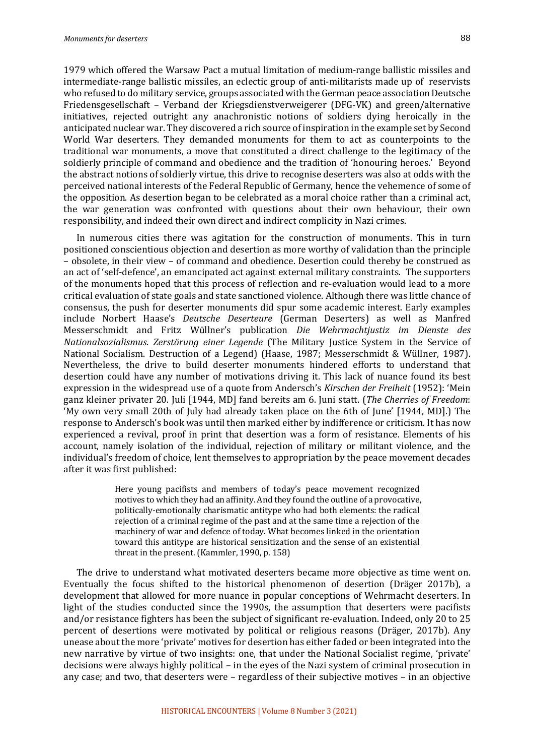1979 which offered the Warsaw Pact a mutual limitation of medium-range ballistic missiles and intermediate-range ballistic missiles, an eclectic group of anti-militarists made up of reservists who refused to do military service, groups associated with the German peace association Deutsche Friedensgesellschaft – Verband der Kriegsdienstverweigerer (DFG-VK) and green/alternative initiatives, rejected outright any anachronistic notions of soldiers dying heroically in the anticipated nuclear war. They discovered a rich source of inspiration in the example set by Second World War deserters. They demanded monuments for them to act as counterpoints to the traditional war monuments, a move that constituted a direct challenge to the legitimacy of the soldierly principle of command and obedience and the tradition of 'honouring heroes.' Beyond the abstract notions of soldierly virtue, this drive to recognise deserters was also at odds with the perceived national interests of the Federal Republic of Germany, hence the vehemence of some of the opposition. As desertion began to be celebrated as a moral choice rather than a criminal act, the war generation was confronted with questions about their own behaviour, their own responsibility, and indeed their own direct and indirect complicity in Nazi crimes.

In numerous cities there was agitation for the construction of monuments. This in turn positioned conscientious objection and desertion as more worthy of validation than the principle – obsolete, in their view – of command and obedience. Desertion could thereby be construed as an act of 'self-defence', an emancipated act against external military constraints. The supporters of the monuments hoped that this process of reflection and re-evaluation would lead to a more critical evaluation of state goals and state sanctioned violence. Although there was little chance of consensus, the push for deserter monuments did spur some academic interest. Early examples include Norbert Haase's *Deutsche Deserteure* (German Deserters) as well as Manfred Messerschmidt and Fritz Wüllner's publication *Die Wehrmachtjustiz im Dienste des Nationalsozialismus. Zerstörung einer Legende* (The Military Justice System in the Service of National Socialism. Destruction of a Legend) (Haase, 1987; Messerschmidt & Wüllner, 1987). Nevertheless, the drive to build deserter monuments hindered efforts to understand that desertion could have any number of motivations driving it. This lack of nuance found its best expression in the widespread use of a quote from Andersch's *Kirschen der Freiheit* (1952): 'Mein ganz kleiner privater 20. Juli [1944, MD] fand bereits am 6. Juni statt. (*The Cherries of Freedom*: 'My own very small 20th of July had already taken place on the 6th of June' [1944, MD].) The response to Andersch's book was until then marked either by indifference or criticism. It has now experienced a revival, proof in print that desertion was a form of resistance. Elements of his account, namely isolation of the individual, rejection of military or militant violence, and the individual's freedom of choice, lent themselves to appropriation by the peace movement decades after it was first published:

> Here young pacifists and members of today's peace movement recognized motives to which they had an affinity. And they found the outline of a provocative, politically-emotionally charismatic antitype who had both elements: the radical rejection of a criminal regime of the past and at the same time a rejection of the machinery of war and defence of today. What becomes linked in the orientation toward this antitype are historical sensitization and the sense of an existential threat in the present. (Kammler, 1990, p. 158)

The drive to understand what motivated deserters became more objective as time went on. Eventually the focus shifted to the historical phenomenon of desertion (Dräger 2017b), a development that allowed for more nuance in popular conceptions of Wehrmacht deserters. In light of the studies conducted since the 1990s, the assumption that deserters were pacifists and/or resistance fighters has been the subject of significant re-evaluation. Indeed, only 20 to 25 percent of desertions were motivated by political or religious reasons (Dräger, 2017b). Any unease about the more 'private' motives for desertion has either faded or been integrated into the new narrative by virtue of two insights: one, that under the National Socialist regime, 'private' decisions were always highly political – in the eyes of the Nazi system of criminal prosecution in any case; and two, that deserters were – regardless of their subjective motives – in an objective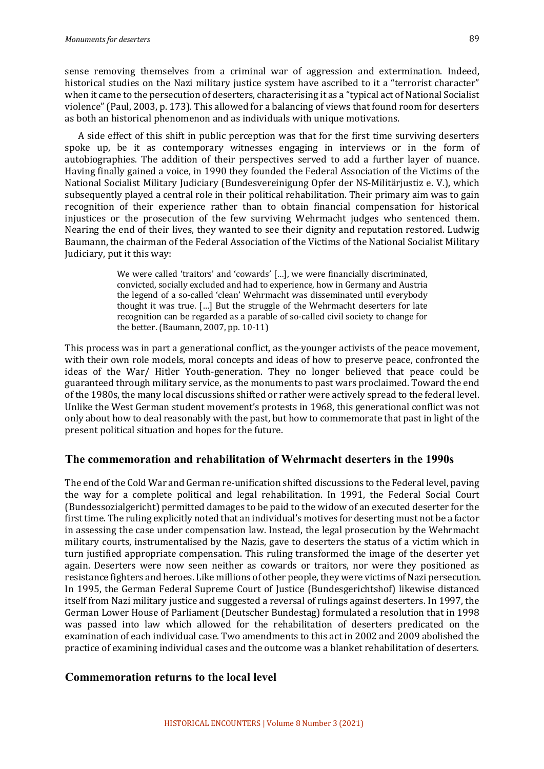sense removing themselves from a criminal war of aggression and extermination. Indeed, historical studies on the Nazi military justice system have ascribed to it a "terrorist character" when it came to the persecution of deserters, characterising it as a "typical act of National Socialist violence" (Paul, 2003, p. 173). This allowed for a balancing of views that found room for deserters as both an historical phenomenon and as individuals with unique motivations.

A side effect of this shift in public perception was that for the first time surviving deserters spoke up, be it as contemporary witnesses engaging in interviews or in the form of autobiographies. The addition of their perspectives served to add a further layer of nuance. Having finally gained a voice, in 1990 they founded the Federal Association of the Victims of the National Socialist Military Judiciary (Bundesvereinigung Opfer der NS-Militärjustiz e. V.), which subsequently played a central role in their political rehabilitation. Their primary aim was to gain recognition of their experience rather than to obtain financial compensation for historical injustices or the prosecution of the few surviving Wehrmacht judges who sentenced them. Nearing the end of their lives, they wanted to see their dignity and reputation restored. Ludwig Baumann, the chairman of the Federal Association of the Victims of the National Socialist Military Judiciary, put it this way:

> We were called 'traitors' and 'cowards' […], we were financially discriminated, convicted, socially excluded and had to experience, how in Germany and Austria the legend of a so-called 'clean' Wehrmacht was disseminated until everybody thought it was true. […] But the struggle of the Wehrmacht deserters for late recognition can be regarded as a parable of so-called civil society to change for the better. (Baumann, 2007, pp. 10-11)

This process was in part a generational conflict, as the younger activists of the peace movement, with their own role models, moral concepts and ideas of how to preserve peace, confronted the ideas of the War/ Hitler Youth-generation. They no longer believed that peace could be guaranteed through military service, as the monuments to past wars proclaimed. Toward the end of the 1980s, the many local discussions shifted or rather were actively spread to the federal level. Unlike the West German student movement's protests in 1968, this generational conflict was not only about how to deal reasonably with the past, but how to commemorate that past in light of the present political situation and hopes for the future.

## The commemoration and rehabilitation of Wehrmacht deserters in the 1990s

The end of the Cold War and German re-unification shifted discussions to the Federal level, paving the way for a complete political and legal rehabilitation. In 1991, the Federal Social Court (Bundessozialgericht) permitted damages to be paid to the widow of an executed deserter for the first time. The ruling explicitly noted that an individual's motives for deserting must not be a factor in assessing the case under compensation law. Instead, the legal prosecution by the Wehrmacht military courts, instrumentalised by the Nazis, gave to deserters the status of a victim which in turn justified appropriate compensation. This ruling transformed the image of the deserter yet again. Deserters were now seen neither as cowards or traitors, nor were they positioned as resistance fighters and heroes. Like millions of other people, they were victims of Nazi persecution. In 1995, the German Federal Supreme Court of Justice (Bundesgerichtshof) likewise distanced itself from Nazi military justice and suggested a reversal of rulings against deserters. In 1997, the German Lower House of Parliament (Deutscher Bundestag) formulated a resolution that in 1998 was passed into law which allowed for the rehabilitation of deserters predicated on the examination of each individual case. Two amendments to this act in 2002 and 2009 abolished the practice of examining individual cases and the outcome was a blanket rehabilitation of deserters.

## Commemoration returns to the local level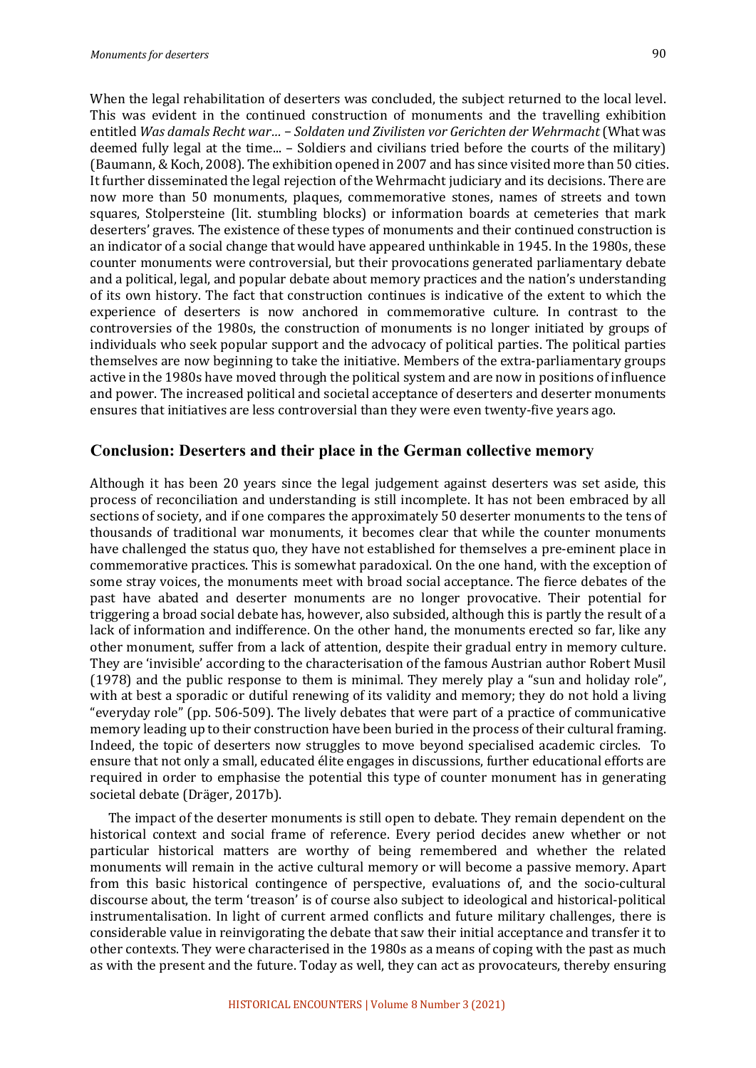When the legal rehabilitation of deserters was concluded, the subject returned to the local level. This was evident in the continued construction of monuments and the travelling exhibition entitled *Was damals Recht war… – Soldaten und Zivilisten vor Gerichten der Wehrmacht* (What was deemed fully legal at the time... – Soldiers and civilians tried before the courts of the military) (Baumann, & Koch, 2008). The exhibition opened in 2007 and has since visited more than 50 cities. It further disseminated the legal rejection of the Wehrmacht judiciary and its decisions. There are now more than 50 monuments, plaques, commemorative stones, names of streets and town squares, Stolpersteine (lit. stumbling blocks) or information boards at cemeteries that mark deserters' graves. The existence of these types of monuments and their continued construction is an indicator of a social change that would have appeared unthinkable in 1945. In the 1980s, these counter monuments were controversial, but their provocations generated parliamentary debate and a political, legal, and popular debate about memory practices and the nation's understanding of its own history. The fact that construction continues is indicative of the extent to which the experience of deserters is now anchored in commemorative culture. In contrast to the controversies of the 1980s, the construction of monuments is no longer initiated by groups of individuals who seek popular support and the advocacy of political parties. The political parties themselves are now beginning to take the initiative. Members of the extra-parliamentary groups active in the 1980s have moved through the political system and are now in positions of influence and power. The increased political and societal acceptance of deserters and deserter monuments ensures that initiatives are less controversial than they were even twenty-five years ago.

## Conclusion: Deserters and their place in the German collective memory

Although it has been 20 years since the legal judgement against deserters was set aside, this process of reconciliation and understanding is still incomplete. It has not been embraced by all sections of society, and if one compares the approximately 50 deserter monuments to the tens of thousands of traditional war monuments, it becomes clear that while the counter monuments have challenged the status quo, they have not established for themselves a pre-eminent place in commemorative practices. This is somewhat paradoxical. On the one hand, with the exception of some stray voices, the monuments meet with broad social acceptance. The fierce debates of the past have abated and deserter monuments are no longer provocative. Their potential for triggering a broad social debate has, however, also subsided, although this is partly the result of a lack of information and indifference. On the other hand, the monuments erected so far, like any other monument, suffer from a lack of attention, despite their gradual entry in memory culture. They are 'invisible' according to the characterisation of the famous Austrian author Robert Musil (1978) and the public response to them is minimal. They merely play a "sun and holiday role", with at best a sporadic or dutiful renewing of its validity and memory; they do not hold a living "everyday role" (pp. 506-509). The lively debates that were part of a practice of communicative memory leading up to their construction have been buried in the process of their cultural framing. Indeed, the topic of deserters now struggles to move beyond specialised academic circles. To ensure that not only a small, educated élite engages in discussions, further educational efforts are required in order to emphasise the potential this type of counter monument has in generating societal debate (Dräger, 2017b).

The impact of the deserter monuments is still open to debate. They remain dependent on the historical context and social frame of reference. Every period decides anew whether or not particular historical matters are worthy of being remembered and whether the related monuments will remain in the active cultural memory or will become a passive memory. Apart from this basic historical contingence of perspective, evaluations of, and the socio-cultural discourse about, the term 'treason' is of course also subject to ideological and historical-political instrumentalisation. In light of current armed conflicts and future military challenges, there is considerable value in reinvigorating the debate that saw their initial acceptance and transfer it to other contexts. They were characterised in the 1980s as a means of coping with the past as much as with the present and the future. Today as well, they can act as provocateurs, thereby ensuring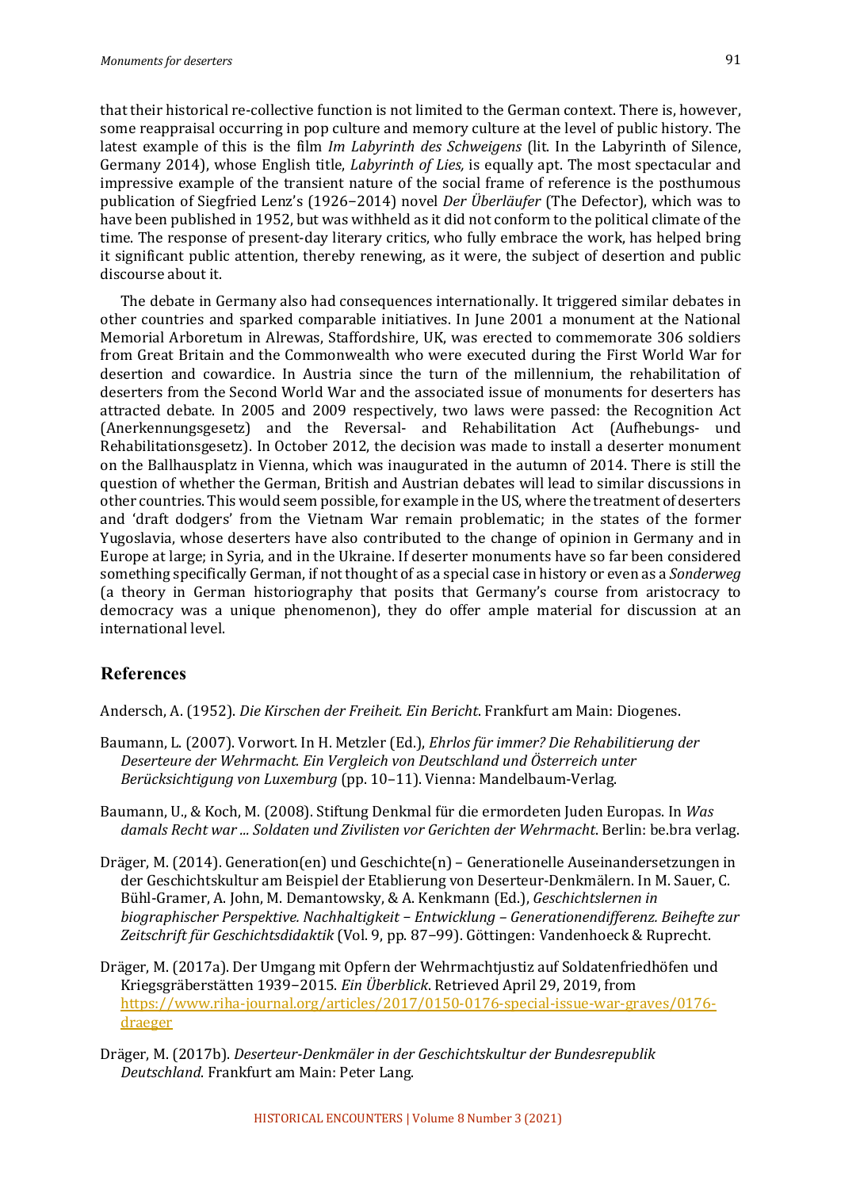that their historical re-collective function is not limited to the German context. There is, however, some reappraisal occurring in pop culture and memory culture at the level of public history. The latest example of this is the film *Im Labyrinth des Schweigens* (lit. In the Labyrinth of Silence, Germany 2014), whose English title, *Labyrinth of Lies,* is equally apt. The most spectacular and impressive example of the transient nature of the social frame of reference is the posthumous publication of Siegfried Lenz's (1926–2014) novel *Der Überläufer* (The Defector), which was to have been published in 1952, but was withheld as it did not conform to the political climate of the time. The response of present-day literary critics, who fully embrace the work, has helped bring it significant public attention, thereby renewing, as it were, the subject of desertion and public discourse about it.

The debate in Germany also had consequences internationally. It triggered similar debates in other countries and sparked comparable initiatives. In June 2001 a monument at the National Memorial Arboretum in Alrewas, Staffordshire, UK, was erected to commemorate 306 soldiers from Great Britain and the Commonwealth who were executed during the First World War for desertion and cowardice. In Austria since the turn of the millennium, the rehabilitation of deserters from the Second World War and the associated issue of monuments for deserters has attracted debate. In 2005 and 2009 respectively, two laws were passed: the Recognition Act (Anerkennungsgesetz) and the Reversal- and Rehabilitation Act (Aufhebungs- und Rehabilitationsgesetz). In October 2012, the decision was made to install a deserter monument on the Ballhausplatz in Vienna, which was inaugurated in the autumn of 2014. There is still the question of whether the German, British and Austrian debates will lead to similar discussions in other countries. This would seem possible, for example in the US, where the treatment of deserters and 'draft dodgers' from the Vietnam War remain problematic; in the states of the former Yugoslavia, whose deserters have also contributed to the change of opinion in Germany and in Europe at large; in Syria, and in the Ukraine. If deserter monuments have so far been considered something specifically German, if not thought of as a special case in history or even as a *Sonderweg* (a theory in German historiography that posits that Germany's course from aristocracy to democracy was a unique phenomenon), they do offer ample material for discussion at an international level.

## References

Andersch, A. (1952). *Die Kirschen der Freiheit. Ein Bericht*. Frankfurt am Main: Diogenes.

Baumann, L. (2007). Vorwort. In H. Metzler (Ed.), *Ehrlos für immer? Die Rehabilitierung der Deserteure der Wehrmacht. Ein Vergleich von Deutschland und Österreich unter Berücksichtigung von Luxemburg* (pp. 10–11). Vienna: Mandelbaum-Verlag.

Baumann, U., & Koch, M. (2008). Stiftung Denkmal für die ermordeten Juden Europas. In *Was damals Recht war ... Soldaten und Zivilisten vor Gerichten der Wehrmacht*. Berlin: be.bra verlag.

Dräger, M. (2014). Generation(en) und Geschichte(n) – Generationelle Auseinandersetzungen in der Geschichtskultur am Beispiel der Etablierung von Deserteur-Denkmälern. In M. Sauer, C. Bühl-Gramer, A. John, M. Demantowsky, & A. Kenkmann (Ed.), *Geschichtslernen in biographischer Perspektive. Nachhaltigkeit – Entwicklung – Generationendifferenz. Beihefte zur Zeitschrift für Geschichtsdidaktik* (Vol. 9, pp. 87–99). Göttingen: Vandenhoeck & Ruprecht.

Dräger, M. (2017a). Der Umgang mit Opfern der Wehrmachtjustiz auf Soldatenfriedhöfen und Kriegsgräberstätten 1939–2015. *Ein Überblick*. Retrieved April 29, 2019, from https://www.riha-journal.org/articles/2017/0150-0176-special-issue-war-graves/0176-draeger

Dräger, M. (2017b). *Deserteur-Denkmäler in der Geschichtskultur der Bundesrepublik Deutschland*. Frankfurt am Main: Peter Lang.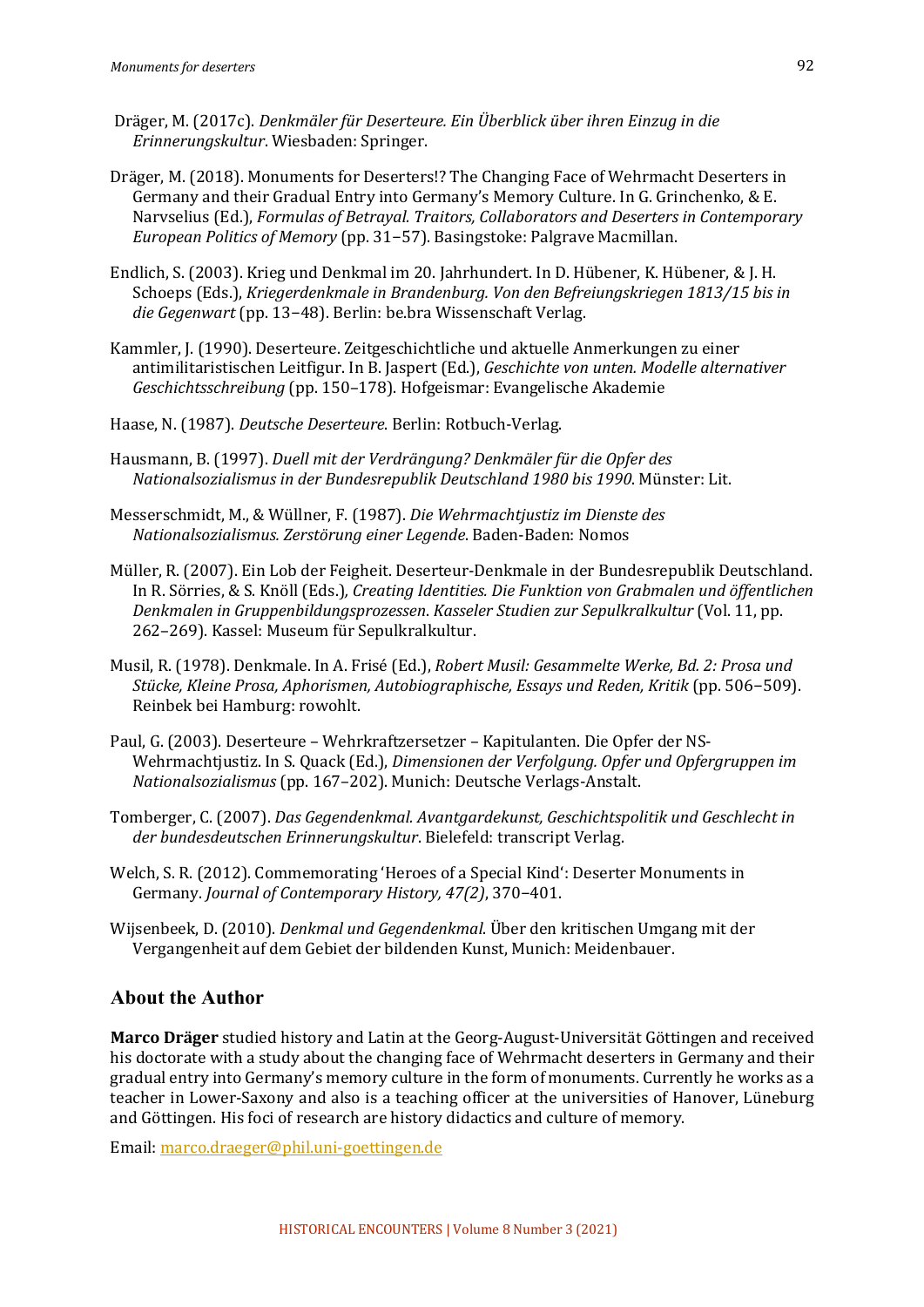Dräger, M. (2017c). *Denkmäler für Deserteure. Ein Überblick über ihren Einzug in die Erinnerungskultur*. Wiesbaden: Springer.

Dräger, M. (2018). Monuments for Deserters!? The Changing Face of Wehrmacht Deserters in Germany and their Gradual Entry into Germany's Memory Culture. In G. Grinchenko, & E. Narvselius (Ed.), *Formulas of Betrayal. Traitors, Collaborators and Deserters in Contemporary European Politics of Memory* (pp. 31–57). Basingstoke: Palgrave Macmillan.

Endlich, S. (2003). Krieg und Denkmal im 20. Jahrhundert. In D. Hübener, K. Hübener, & J. H. Schoeps (Eds.), *Kriegerdenkmale in Brandenburg. Von den Befreiungskriegen 1813/15 bis in die Gegenwart* (pp. 13–48). Berlin: be.bra Wissenschaft Verlag.

Kammler, J. (1990). Deserteure. Zeitgeschichtliche und aktuelle Anmerkungen zu einer antimilitaristischen Leitfigur. In B. Jaspert (Ed.), *Geschichte von unten. Modelle alternativer Geschichtsschreibung* (pp. 150–178). Hofgeismar: Evangelische Akademie

Haase, N. (1987). *Deutsche Deserteure*. Berlin: Rotbuch-Verlag.

Hausmann, B. (1997). *Duell mit der Verdrängung? Denkmäler für die Opfer des Nationalsozialismus in der Bundesrepublik Deutschland 1980 bis 1990*. Münster: Lit.

Messerschmidt, M., & Wüllner, F. (1987). *Die Wehrmachtjustiz im Dienste des Nationalsozialismus. Zerstörung einer Legende*. Baden-Baden: Nomos

Müller, R. (2007). Ein Lob der Feigheit. Deserteur-Denkmale in der Bundesrepublik Deutschland. In R. Sörries, & S. Knöll (Eds.), *Creating Identities. Die Funktion von Grabmalen und öffentlichen Denkmalen in Gruppenbildungsprozessen. Kasseler Studien zur Sepulkralkultur* (Vol. 11, pp. 262–269). Kassel: Museum für Sepulkralkultur.

Musil, R. (1978). Denkmale. In A. Frisé (Ed.), *Robert Musil: Gesammelte Werke, Bd. 2: Prosa und Stücke, Kleine Prosa, Aphorismen, Autobiographische, Essays und Reden, Kritik* (pp. 506–509). Reinbek bei Hamburg: rowohlt.

Paul, G. (2003). Deserteure – Wehrkraftzersetzer – Kapitulanten. Die Opfer der NS-Wehrmachtjustiz. In S. Quack (Ed.), *Dimensionen der Verfolgung. Opfer und Opfergruppen im Nationalsozialismus* (pp. 167–202). Munich: Deutsche Verlags-Anstalt.

Tomberger, C. (2007). *Das Gegendenkmal. Avantgardekunst, Geschichtspolitik und Geschlecht in der bundesdeutschen Erinnerungskultur*. Bielefeld: transcript Verlag.

Welch, S. R. (2012). Commemorating 'Heroes of a Special Kind': Deserter Monuments in Germany. *Journal of Contemporary History, 47(2)*, 370–401.

Wijsenbeek, D. (2010). *Denkmal und Gegendenkmal*. Über den kritischen Umgang mit der Vergangenheit auf dem Gebiet der bildenden Kunst, Munich: Meidenbauer.

## About the Author

**Marco Dräger** studied history and Latin at the Georg-August-Universität Göttingen and received his doctorate with a study about the changing face of Wehrmacht deserters in Germany and their gradual entry into Germany's memory culture in the form of monuments. Currently he works as a teacher in Lower-Saxony and also is a teaching officer at the universities of Hanover, Lüneburg and Göttingen. His foci of research are history didactics and culture of memory.

Email: marco.draeger@phil.uni-goettingen.de